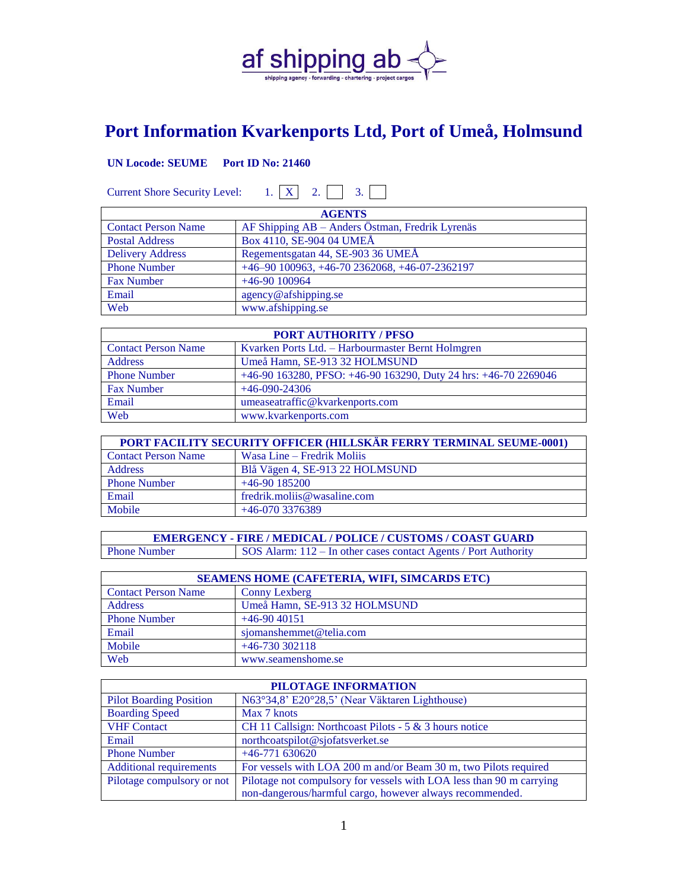af shipping ab

shipping agency - forwarding - chartering - project cargos

# Port Information Kvarkenports Ltd, Port of Umeå, Holmsund

**UN Locode: SEUME    Port ID No: 21460**

Current Shore Security Level: 1. [X] 2. [ ] 3. [ ]

| AGENTS | |
|---|---|
| Contact Person Name | AF Shipping AB – Anders Östman, Fredrik Lyrenäs |
| Postal Address | Box 4110, SE-904 04 UMEÅ |
| Delivery Address | Regementsgatan 44, SE-903 36 UMEÅ |
| Phone Number | +46–90 100963, +46-70 2362068, +46-07-2362197 |
| Fax Number | +46-90 100964 |
| Email | agency@afshipping.se |
| Web | www.afshipping.se |

| PORT AUTHORITY / PFSO | |
|---|---|
| Contact Person Name | Kvarken Ports Ltd. – Harbourmaster Bernt Holmgren |
| Address | Umeå Hamn, SE-913 32 HOLMSUND |
| Phone Number | +46-90 163280, PFSO: +46-90 163290, Duty 24 hrs: +46-70 2269046 |
| Fax Number | +46-090-24306 |
| Email | umeaseatraffic@kvarkenports.com |
| Web | www.kvarkenports.com |

| PORT FACILITY SECURITY OFFICER (HILLSKÄR FERRY TERMINAL SEUME-0001) | |
|---|---|
| Contact Person Name | Wasa Line – Fredrik Moliis |
| Address | Blå Vägen 4, SE-913 22 HOLMSUND |
| Phone Number | +46-90 185200 |
| Email | fredrik.moliis@wasaline.com |
| Mobile | +46-070 3376389 |

| EMERGENCY - FIRE / MEDICAL / POLICE / CUSTOMS / COAST GUARD | |
|---|---|
| Phone Number | SOS Alarm: 112 – In other cases contact Agents / Port Authority |

| SEAMENS HOME (CAFETERIA, WIFI, SIMCARDS ETC) | |
|---|---|
| Contact Person Name | Conny Lexberg |
| Address | Umeå Hamn, SE-913 32 HOLMSUND |
| Phone Number | +46-90 40151 |
| Email | sjomanshemmet@telia.com |
| Mobile | +46-730 302118 |
| Web | www.seamenshome.se |

| PILOTAGE INFORMATION | |
|---|---|
| Pilot Boarding Position | N63°34,8' E20°28,5' (Near Väktaren Lighthouse) |
| Boarding Speed | Max 7 knots |
| VHF Contact | CH 11 Callsign: Northcoast Pilots - 5 & 3 hours notice |
| Email | northcoatspilot@sjofatsverket.se |
| Phone Number | +46-771 630620 |
| Additional requirements | For vessels with LOA 200 m and/or Beam 30 m, two Pilots required |
| Pilotage compulsory or not | Pilotage not compulsory for vessels with LOA less than 90 m carrying non-dangerous/harmful cargo, however always recommended. |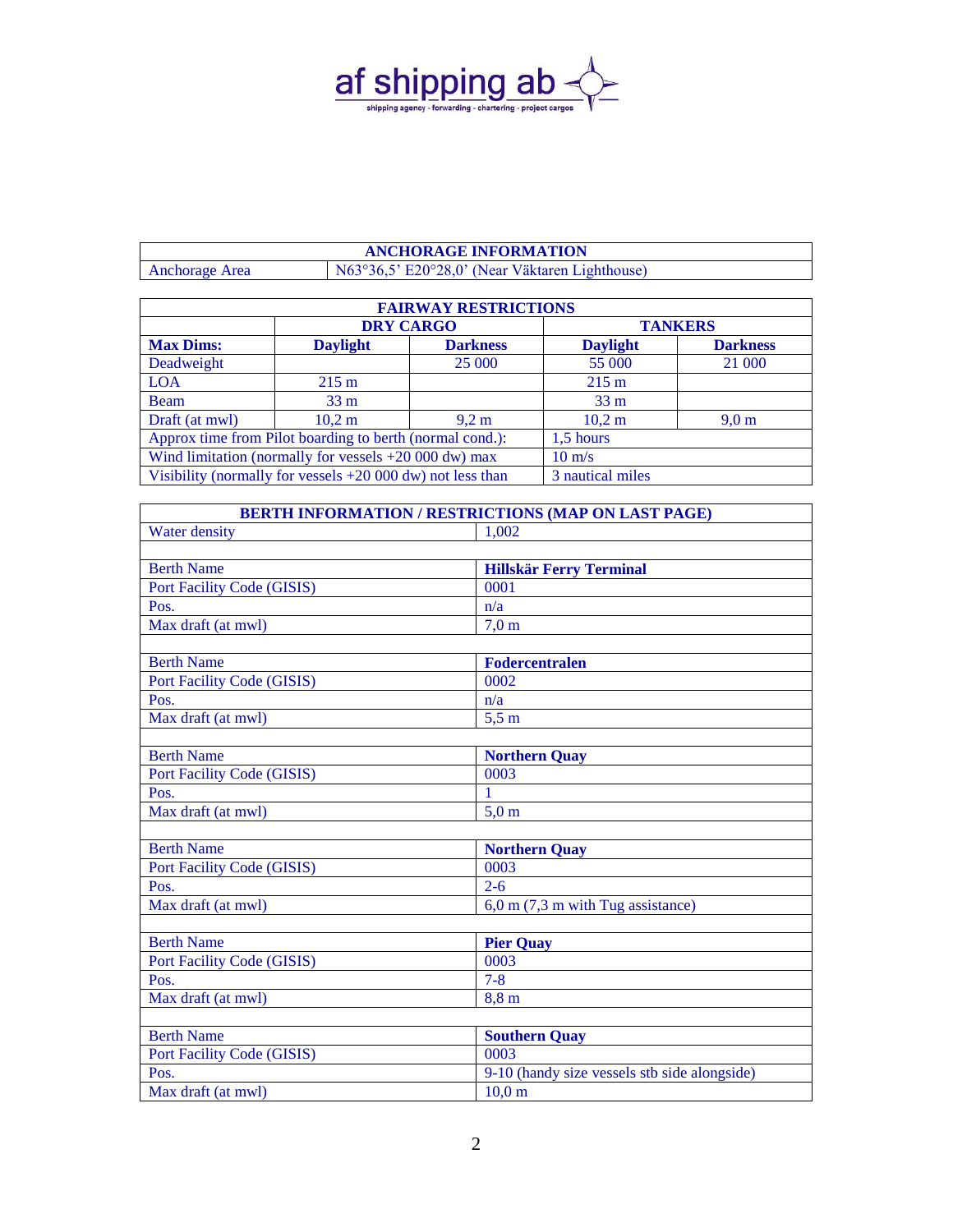| ANCHORAGE INFORMATION | |
|---|---|
| Anchorage Area | N63°36,5' E20°28,0' (Near Väktaren Lighthouse) |

| FAIRWAY RESTRICTIONS | | | | |
|---|---|---|---|---|
| | **DRY CARGO** | | **TANKERS** | |
| **Max Dims:** | **Daylight** | **Darkness** | **Daylight** | **Darkness** |
| Deadweight | | 25 000 | 55 000 | 21 000 |
| LOA | 215 m | | 215 m | |
| Beam | 33 m | | 33 m | |
| Draft (at mwl) | 10,2 m | 9,2 m | 10,2 m | 9,0 m |
| Approx time from Pilot boarding to berth (normal cond.): | | | 1,5 hours | |
| Wind limitation (normally for vessels +20 000 dw) max | | | 10 m/s | |
| Visibility (normally for vessels +20 000 dw) not less than | | | 3 nautical miles | |

| BERTH INFORMATION / RESTRICTIONS (MAP ON LAST PAGE) | |
|---|---|
| Water density | 1,002 |
| | |
| Berth Name | **Hillskär Ferry Terminal** |
| Port Facility Code (GISIS) | 0001 |
| Pos. | n/a |
| Max draft (at mwl) | 7,0 m |
| | |
| Berth Name | **Fodercentralen** |
| Port Facility Code (GISIS) | 0002 |
| Pos. | n/a |
| Max draft (at mwl) | 5,5 m |
| | |
| Berth Name | **Northern Quay** |
| Port Facility Code (GISIS) | 0003 |
| Pos. | 1 |
| Max draft (at mwl) | 5,0 m |
| | |
| Berth Name | **Northern Quay** |
| Port Facility Code (GISIS) | 0003 |
| Pos. | 2-6 |
| Max draft (at mwl) | 6,0 m (7,3 m with Tug assistance) |
| | |
| Berth Name | **Pier Quay** |
| Port Facility Code (GISIS) | 0003 |
| Pos. | 7-8 |
| Max draft (at mwl) | 8,8 m |
| | |
| Berth Name | **Southern Quay** |
| Port Facility Code (GISIS) | 0003 |
| Pos. | 9-10 (handy size vessels stb side alongside) |
| Max draft (at mwl) | 10,0 m |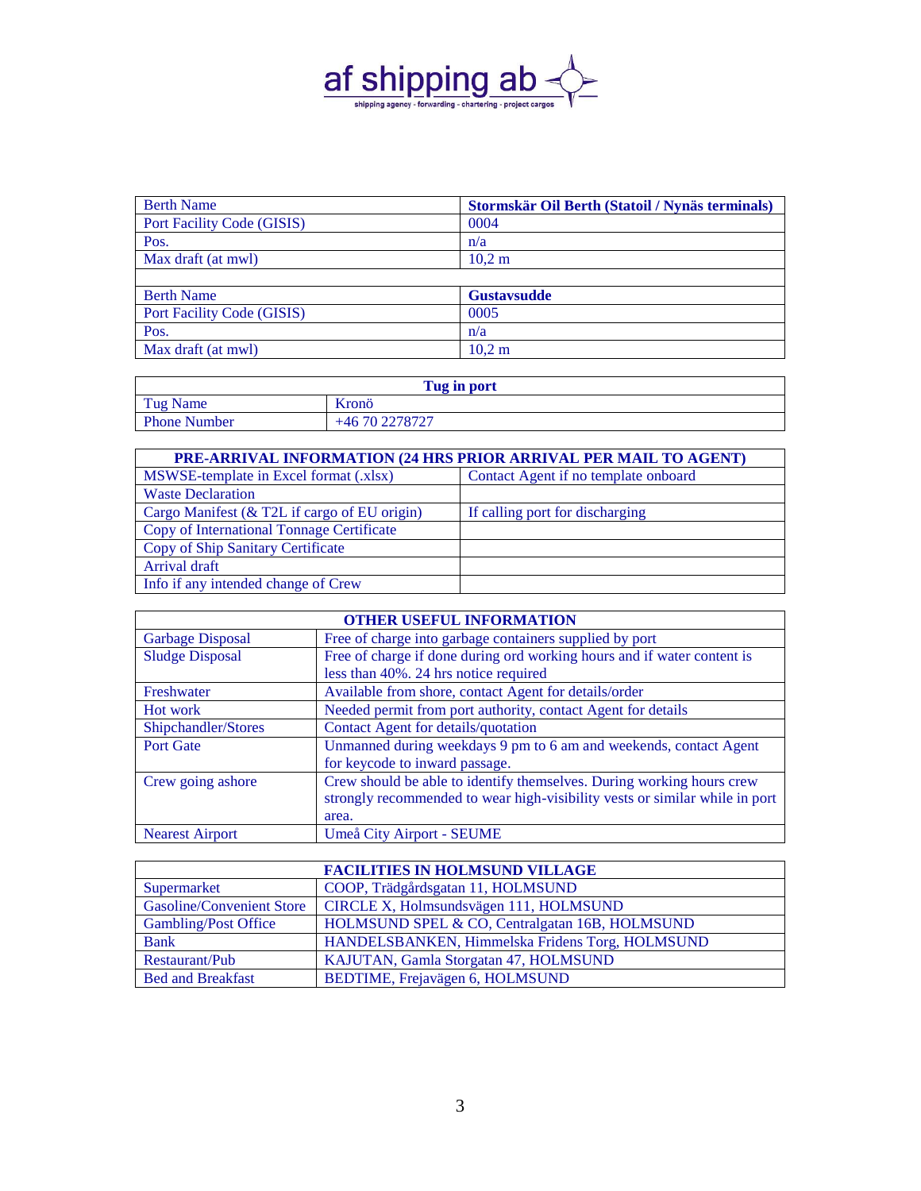af shipping ab

shipping agency - forwarding - chartering - project cargos

| Berth Name | **Stormskär Oil Berth (Statoil / Nynäs terminals)** |
| --- | --- |
| Port Facility Code (GISIS) | 0004 |
| Pos. | n/a |
| Max draft (at mwl) | 10,2 m |
| | |
| Berth Name | **Gustavsudde** |
| Port Facility Code (GISIS) | 0005 |
| Pos. | n/a |
| Max draft (at mwl) | 10,2 m |

| **Tug in port** | |
| --- | --- |
| Tug Name | Kronö |
| Phone Number | +46 70 2278727 |

| **PRE-ARRIVAL INFORMATION (24 HRS PRIOR ARRIVAL PER MAIL TO AGENT)** | |
| --- | --- |
| MSWSE-template in Excel format (.xlsx) | Contact Agent if no template onboard |
| Waste Declaration | |
| Cargo Manifest (& T2L if cargo of EU origin) | If calling port for discharging |
| Copy of International Tonnage Certificate | |
| Copy of Ship Sanitary Certificate | |
| Arrival draft | |
| Info if any intended change of Crew | |

| **OTHER USEFUL INFORMATION** | |
| --- | --- |
| Garbage Disposal | Free of charge into garbage containers supplied by port |
| Sludge Disposal | Free of charge if done during ord working hours and if water content is less than 40%. 24 hrs notice required |
| Freshwater | Available from shore, contact Agent for details/order |
| Hot work | Needed permit from port authority, contact Agent for details |
| Shipchandler/Stores | Contact Agent for details/quotation |
| Port Gate | Unmanned during weekdays 9 pm to 6 am and weekends, contact Agent for keycode to inward passage. |
| Crew going ashore | Crew should be able to identify themselves. During working hours crew strongly recommended to wear high-visibility vests or similar while in port area. |
| Nearest Airport | Umeå City Airport - SEUME |

| **FACILITIES IN HOLMSUND VILLAGE** | |
| --- | --- |
| Supermarket | COOP, Trädgårdsgatan 11, HOLMSUND |
| Gasoline/Convenient Store | CIRCLE X, Holmsundsvägen 111, HOLMSUND |
| Gambling/Post Office | HOLMSUND SPEL & CO, Centralgatan 16B, HOLMSUND |
| Bank | HANDELSBANKEN, Himmelska Fridens Torg, HOLMSUND |
| Restaurant/Pub | KAJUTAN, Gamla Storgatan 47, HOLMSUND |
| Bed and Breakfast | BEDTIME, Frejavägen 6, HOLMSUND |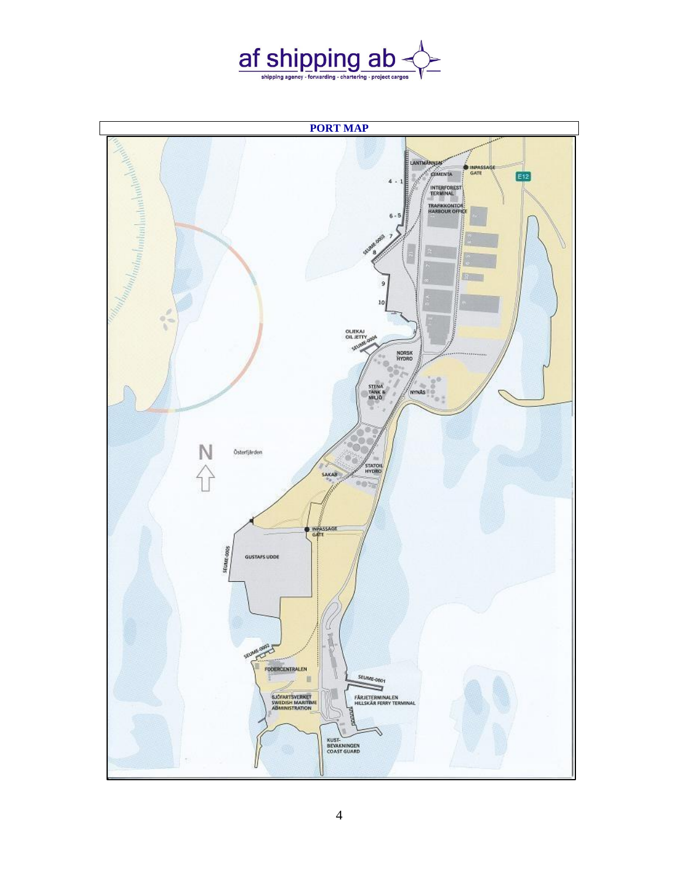# PORT MAP

LANTMÄNNEN

CEMENTA

INPASSAGE GATE

E12

4 - 1

INTERFOREST TERMINAL

TRAFIKKONTOR HARBOUR OFFICE

6 - 5

SEUME-0003

7

8

9

10

OLJEKAJ OIL JETTY

SEUME-0004

NORSK HYDRO

STENA TANK & MILJÖ

NYNÄS

Österfjärden

N

STATOIL HYDRO

SAKAB

INPASSAGE GATE

SEUME-0005

GUSTAFS UDDE

SEUME-0002

FODERCENTRALEN

SEUME-0001

SJÖFARTSVERKET SWEDISH MARITIME ADMINISTRATION

FÄRJETERMINALEN HILLSKÄR FERRY TERMINAL

KUST-BEVAKNINGEN COAST GUARD